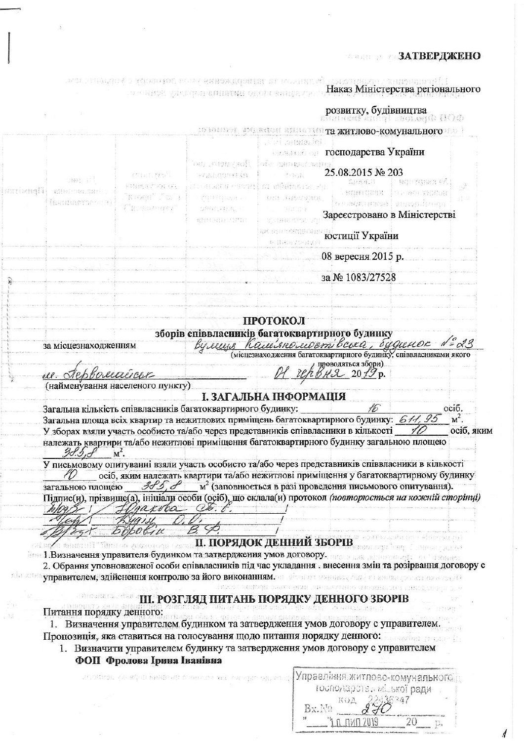**ЗАТВЕРДЖЕНО**

Наказ Міністерства регіонального розвитку, будівництва та житлово-комунального господарства України

25.08.2015 № 203

Зареєстровано в Міністерстві юстиції України

08 вересня 2015 р.

за № 1083/27528

## ПРОТОКОЛ
### зборів співвласників багатоквартирного будинку

за місцезнаходженням Вулиця Кам'яномостівська, будинок № 23
(місцезнаходження багатоквартирного будинку, співвласниками якого проводяться збори)

м. Первомайськ — 01 червня 2019 р.
(найменування населеного пункту)

## І. ЗАГАЛЬНА ІНФОРМАЦІЯ

Загальна кількість співвласників багатоквартирного будинку: 16 осіб.

Загальна площа всіх квартир та нежитлових приміщень багатоквартирного будинку: 611,95 м².

У зборах взяли участь особисто та/або через представників співвласники в кількості 10 осіб, яким належать квартири та/або нежитлові приміщення багатоквартирного будинку загальною площею 385,8 м².

У письмовому опитуванні взяли участь особисто та/або через представників співвласники в кількості 10 осіб, яким належать квартири та/або нежитлові приміщення у багатоквартирному будинку загальною площею 385,8 м² (заповнюється в разі проведення письмового опитування).

Підпис(и), прізвище(а), ініціали особи (осіб), що склала(и) протокол *(повторюються на кожній сторінці)*

[підпис] / Чудакова Л. Є. /

[підпис] / Кудіц О. В. /

[підпис] / Боровік В. Ф. /

## ІІ. ПОРЯДОК ДЕННИЙ ЗБОРІВ

1. Визначення управителя будинком та затвердження умов договору.
2. Обрання уповноваженої особи співвласників під час укладання . внесення змін та розірвання договору с управителем, здійснення контролю за його виконанням.

## ІІІ. РОЗГЛЯД ПИТАНЬ ПОРЯДКУ ДЕННОГО ЗБОРІВ

Питання порядку денного:

1. Визначення управителем будинком та затвердження умов договору с управителем.

Пропозиція, яка ставиться на голосування щодо питання порядку денного:

1. Визначити управителем будинку та затвердження умов договору с управителем **ФОП Фролова Ірина Іванівна**

Управління житлово-комунального господарства міської ради
код 22436347
Вх.№ 270
"10" лип 2019 20__ р.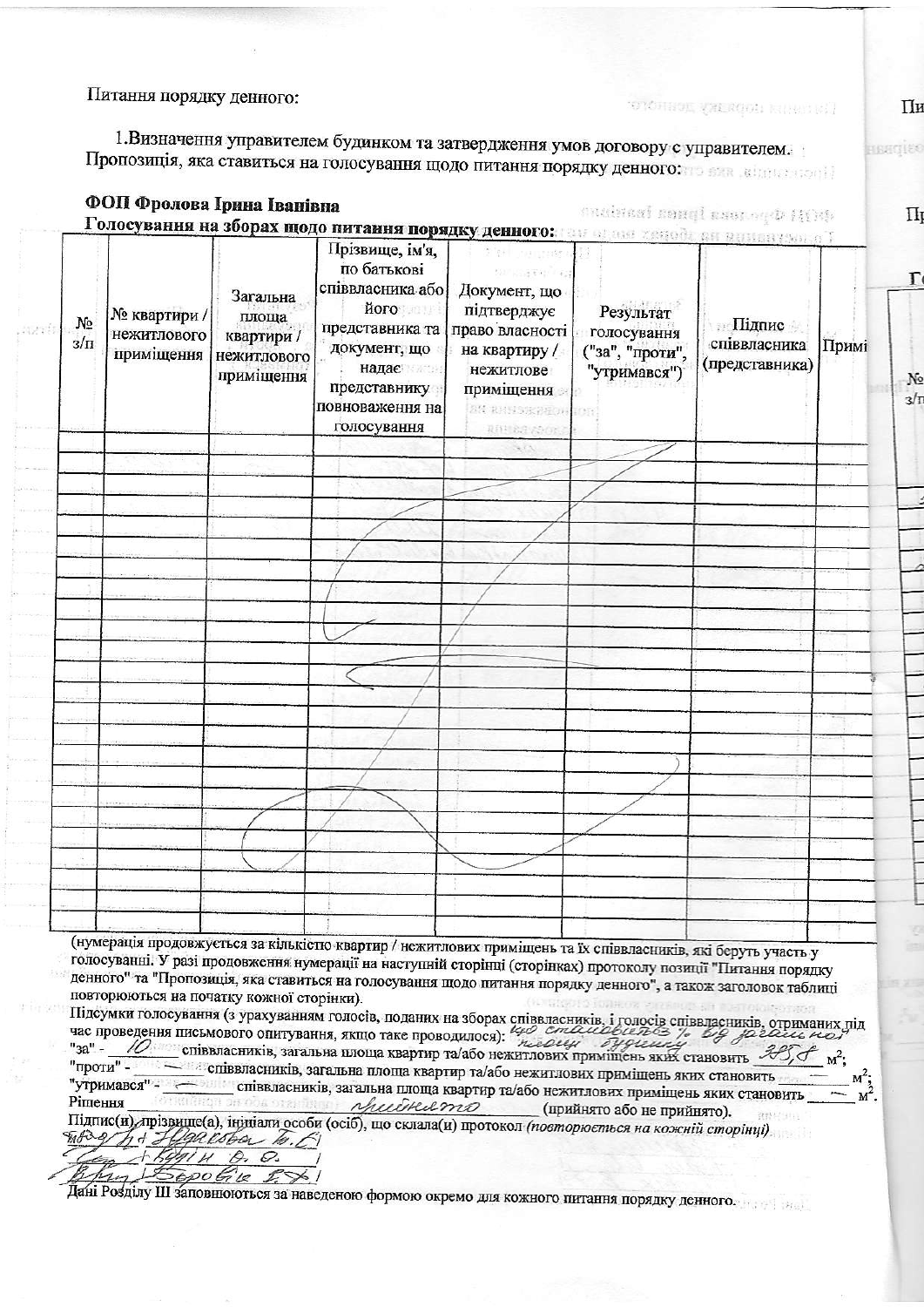Питання порядку денного:

1.Визначення управителем будинком та затвердження умов договору с управителем.
Пропозиція, яка ставиться на голосування щодо питання порядку денного:

**ФОП Фролова Ірина Іванівна**

**Голосування на зборах щодо питання порядку денного:**

| № з/п | № квартири / нежитлового приміщення | Загальна площа квартири / нежитлового приміщення | Прізвище, ім'я, по батькові співвласника або його представника та документ, що надає представнику повноваження на голосування | Документ, що підтверджує право власності на квартиру / нежитлове приміщення | Результат голосування ("за", "проти", "утримався") | Підпис співвласника (представника) | Примі |
|---|---|---|---|---|---|---|---|
| | | | | | | | |

(нумерація продовжується за кількістю квартир / нежитлових приміщень та їх співвласників, які беруть участь у голосуванні. У разі продовження нумерації на наступній сторінці (сторінках) протоколу позиції "Питання порядку денного" та "Пропозиція, яка ставиться на голосування щодо питання порядку денного", а також заголовок таблиці повторюються на початку кожної сторінки).

Підсумки голосування (з урахуванням голосів, поданих на зборах співвласників, і голосів співвласників, отриманих під час проведення письмового опитування, якщо таке проводилося): що становить % від загальної площі будинку

"за" - 10 співвласників, загальна площа квартир та/або нежитлових приміщень яких становить 325,8 м²;

"проти" - — співвласників, загальна площа квартир та/або нежитлових приміщень яких становить — м²;

"утримався" - — співвласників, загальна площа квартир та/або нежитлових приміщень яких становить — м².

Рішення прийнято (прийнято або не прийнято).

Підпис(и), прізвище(а), ініціали особи (осіб), що склала(и) протокол *(повторюються на кожній сторінці)*

/ Юдакова Т. С /

/ Курін В. О. /

/ Берові Е. Х /

Дані Розділу III заповнюються за наведеною формою окремо для кожного питання порядку денного.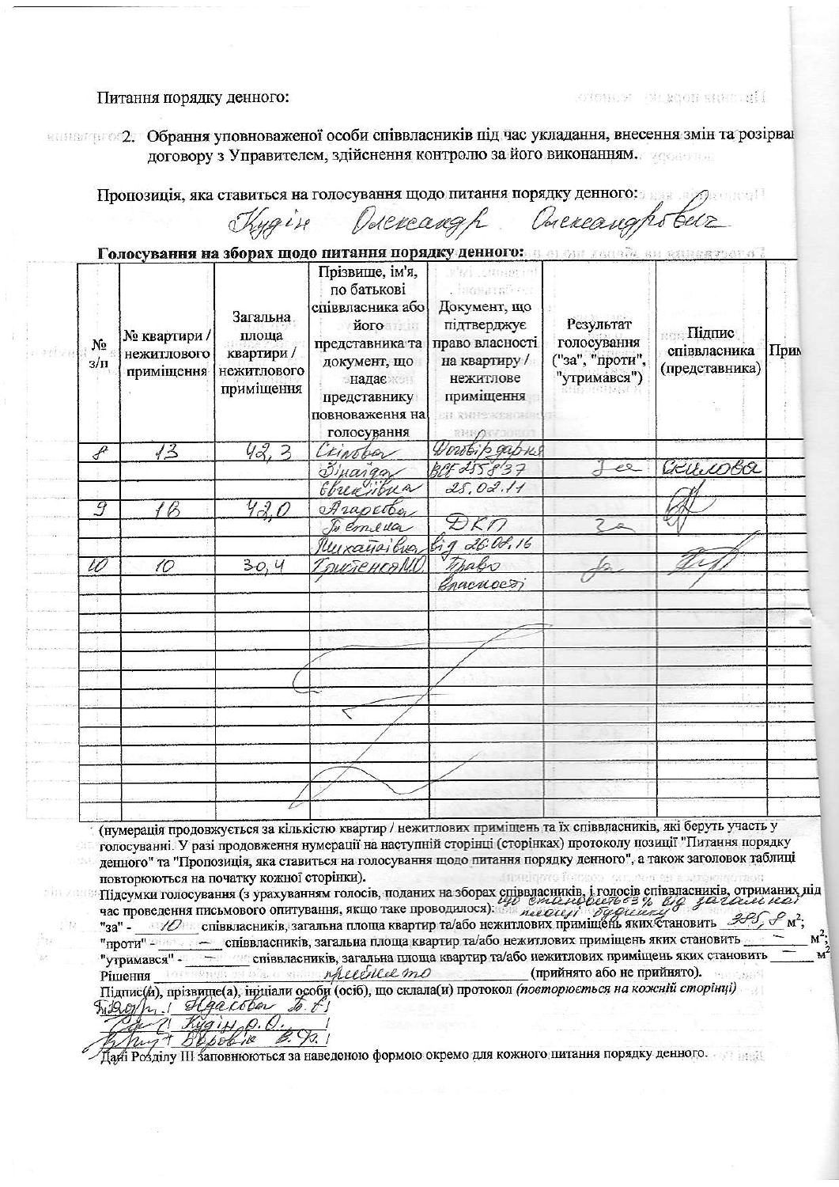Питання порядку денного:

2. Обрання уповноваженої особи співвласників під час укладання, внесення змін та розірван договору з Управителем, здійснення контролю за його виконанням.

Пропозиція, яка ставиться на голосування щодо питання порядку денного: Кудін Олександр Олександрович

**Голосування на зборах щодо питання порядку денного:**

| № з/п | № квартири / нежитлового приміщення | Загальна площа квартири / нежитлового приміщення | Прізвище, ім'я, по батькові співвласника або його представника та документ, що надає представнику повноваження на голосування | Документ, що підтверджує право власності на квартиру / нежитлове приміщення | Результат голосування ("за", "проти", "утримався") | Підпис співвласника (представника) | Прим |
|---|---|---|---|---|---|---|---|
| 8 | 13 | 42,3 | Скілова Зінаїда Євгеніївна | Договір дарування ВСЕ 255837 25.02.11 | За | Скилова | |
| 9 | 16 | 42,0 | Агарєєва Галина Михайлівна | ДКП від 26.08.16 | За | (підпис) | |
| 10 | 10 | 30,4 | Гриценко М.О. | Право власності | За | (підпис) | |

(нумерація продовжується за кількістю квартир / нежитлових приміщень та їх співвласників, які беруть участь у голосуванні. У разі продовження нумерації на наступній сторінці (сторінках) протоколу позиції "Питання порядку денного" та "Пропозиція, яка ставиться на голосування щодо питання порядку денного", а також заголовок таблиці повторюються на початку кожної сторінки).

Підсумки голосування (з урахуванням голосів, поданих на зборах співвласників, і голосів співвласників, отриманих під час проведення письмового опитування, якщо таке проводилося): що становить 53% від загальної площі будинку

"за" - 10 співвласників, загальна площа квартир та/або нежитлових приміщень яких становить 385,8 м²;

"проти" - — співвласників, загальна площа квартир та/або нежитлових приміщень яких становить — м²;

"утримався" - — співвласників, загальна площа квартир та/або нежитлових приміщень яких становить — м²

Рішення прийнято (прийнято або не прийнято).

Підпис(и), прізвище(а), ініціали особи (осіб), що склала(и) протокол *(повторюється на кожній сторінці)*

(підпис) / Ядакова Б.Г. /

(підпис) / Кудін О.О. /

(підпис) / Бобровік В.Ю. /

Дані Розділу III заповнюються за наведеною формою окремо для кожного питання порядку денного.